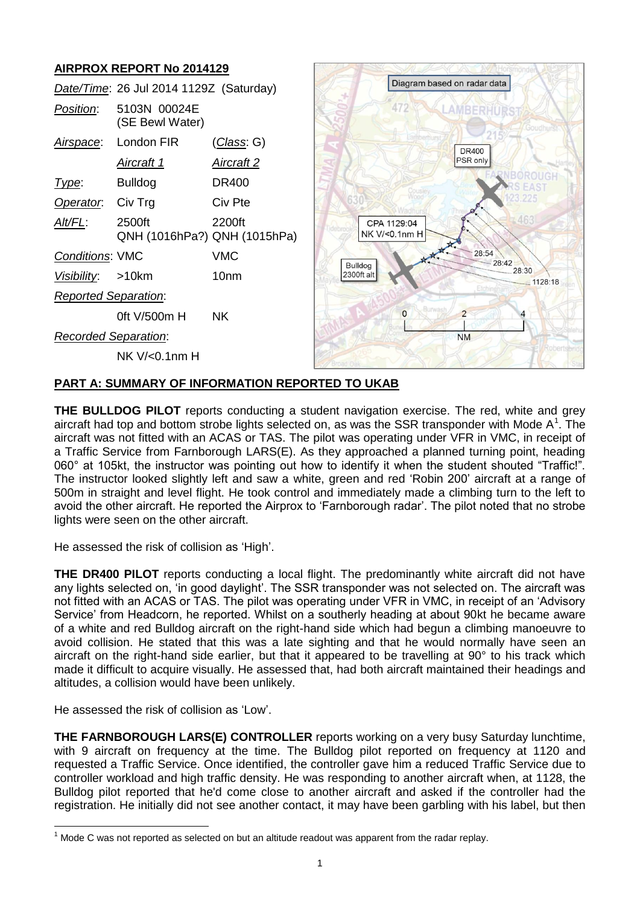## AIRPROX REPORT No 2014129

| | | |
|---|---|---|
| *Date/Time*: | 26 Jul 2014 1129Z (Saturday) | |
| *Position*: | 5103N 00024E (SE Bewl Water) | |
| *Airspace*: | London FIR | (*Class*: G) |
| | *Aircraft 1* | *Aircraft 2* |
| *Type*: | Bulldog | DR400 |
| *Operator*: | Civ Trg | Civ Pte |
| *Alt/FL*: | 2500ft QNH (1016hPa?) | 2200ft QNH (1015hPa) |
| *Conditions*: | VMC | VMC |
| *Visibility*: | >10km | 10nm |
| *Reported Separation*: | | |
| | 0ft V/500m H | NK |
| *Recorded Separation*: | | |
| | NK V/<0.1nm H | |

Diagram based on radar data

DR400 PSR only

CPA 1129:04 NK V/<0.1nm H

Bulldog 2300ft alt

28:54 28:42 28:30 1128:18

0 2 4 NM

## PART A: SUMMARY OF INFORMATION REPORTED TO UKAB

**THE BULLDOG PILOT** reports conducting a student navigation exercise. The red, white and grey aircraft had top and bottom strobe lights selected on, as was the SSR transponder with Mode A[1]. The aircraft was not fitted with an ACAS or TAS. The pilot was operating under VFR in VMC, in receipt of a Traffic Service from Farnborough LARS(E). As they approached a planned turning point, heading 060° at 105kt, the instructor was pointing out how to identify it when the student shouted "Traffic!". The instructor looked slightly left and saw a white, green and red 'Robin 200' aircraft at a range of 500m in straight and level flight. He took control and immediately made a climbing turn to the left to avoid the other aircraft. He reported the Airprox to 'Farnborough radar'. The pilot noted that no strobe lights were seen on the other aircraft.

He assessed the risk of collision as 'High'.

**THE DR400 PILOT** reports conducting a local flight. The predominantly white aircraft did not have any lights selected on, 'in good daylight'. The SSR transponder was not selected on. The aircraft was not fitted with an ACAS or TAS. The pilot was operating under VFR in VMC, in receipt of an 'Advisory Service' from Headcorn, he reported. Whilst on a southerly heading at about 90kt he became aware of a white and red Bulldog aircraft on the right-hand side which had begun a climbing manoeuvre to avoid collision. He stated that this was a late sighting and that he would normally have seen an aircraft on the right-hand side earlier, but that it appeared to be travelling at 90° to his track which made it difficult to acquire visually. He assessed that, had both aircraft maintained their headings and altitudes, a collision would have been unlikely.

He assessed the risk of collision as 'Low'.

**THE FARNBOROUGH LARS(E) CONTROLLER** reports working on a very busy Saturday lunchtime, with 9 aircraft on frequency at the time. The Bulldog pilot reported on frequency at 1120 and requested a Traffic Service. Once identified, the controller gave him a reduced Traffic Service due to controller workload and high traffic density. He was responding to another aircraft when, at 1128, the Bulldog pilot reported that he'd come close to another aircraft and asked if the controller had the registration. He initially did not see another contact, it may have been garbling with his label, but then

[1] Mode C was not reported as selected on but an altitude readout was apparent from the radar replay.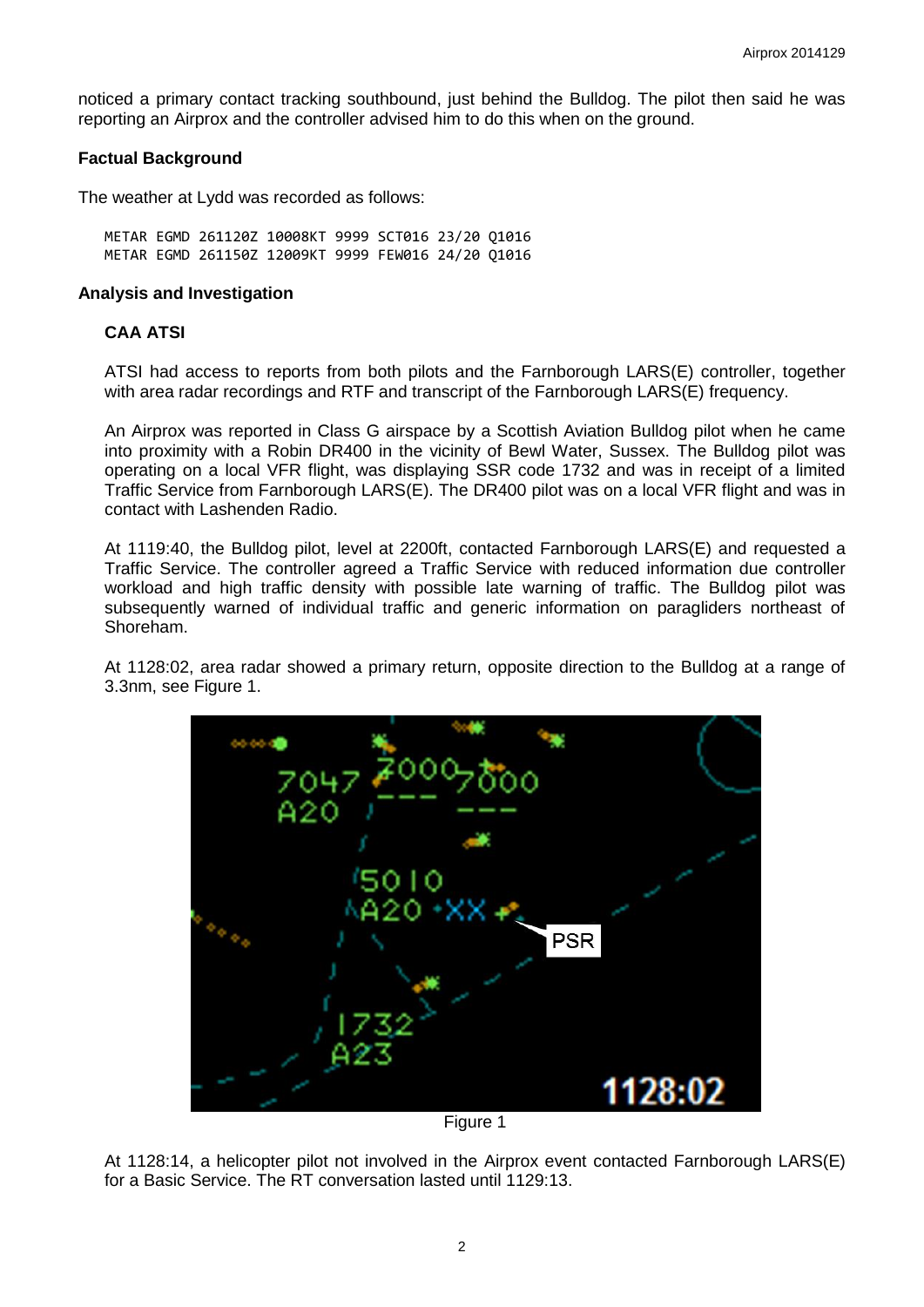noticed a primary contact tracking southbound, just behind the Bulldog. The pilot then said he was reporting an Airprox and the controller advised him to do this when on the ground.

### Factual Background

The weather at Lydd was recorded as follows:

```
METAR EGMD 261120Z 10008KT 9999 SCT016 23/20 Q1016
METAR EGMD 261150Z 12009KT 9999 FEW016 24/20 Q1016
```

### Analysis and Investigation

#### CAA ATSI

ATSI had access to reports from both pilots and the Farnborough LARS(E) controller, together with area radar recordings and RTF and transcript of the Farnborough LARS(E) frequency.

An Airprox was reported in Class G airspace by a Scottish Aviation Bulldog pilot when he came into proximity with a Robin DR400 in the vicinity of Bewl Water, Sussex. The Bulldog pilot was operating on a local VFR flight, was displaying SSR code 1732 and was in receipt of a limited Traffic Service from Farnborough LARS(E). The DR400 pilot was on a local VFR flight and was in contact with Lashenden Radio.

At 1119:40, the Bulldog pilot, level at 2200ft, contacted Farnborough LARS(E) and requested a Traffic Service. The controller agreed a Traffic Service with reduced information due controller workload and high traffic density with possible late warning of traffic. The Bulldog pilot was subsequently warned of individual traffic and generic information on paragliders northeast of Shoreham.

At 1128:02, area radar showed a primary return, opposite direction to the Bulldog at a range of 3.3nm, see Figure 1.

Figure 1

At 1128:14, a helicopter pilot not involved in the Airprox event contacted Farnborough LARS(E) for a Basic Service. The RT conversation lasted until 1129:13.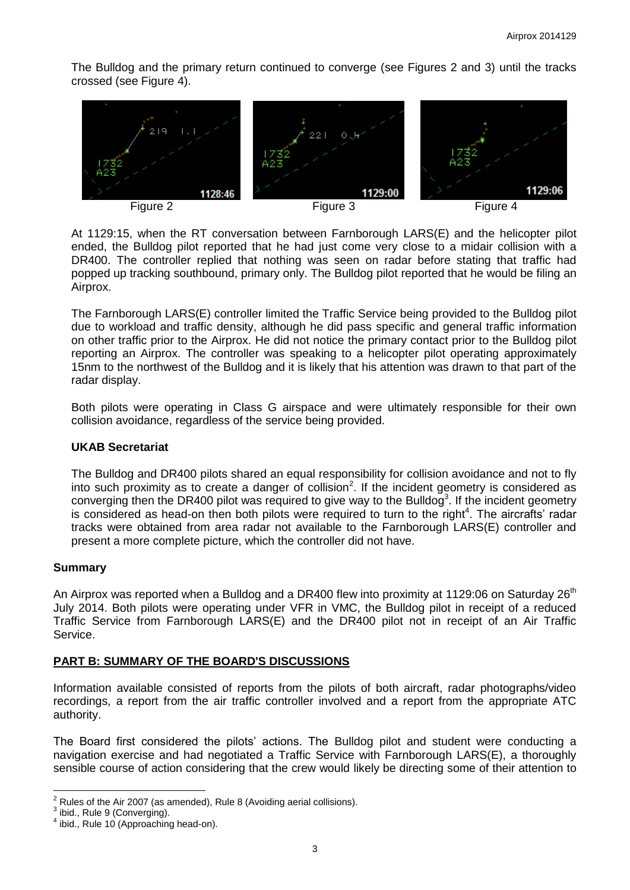The Bulldog and the primary return continued to converge (see Figures 2 and 3) until the tracks crossed (see Figure 4).

Figure 2 Figure 3 Figure 4

At 1129:15, when the RT conversation between Farnborough LARS(E) and the helicopter pilot ended, the Bulldog pilot reported that he had just come very close to a midair collision with a DR400. The controller replied that nothing was seen on radar before stating that traffic had popped up tracking southbound, primary only. The Bulldog pilot reported that he would be filing an Airprox.

The Farnborough LARS(E) controller limited the Traffic Service being provided to the Bulldog pilot due to workload and traffic density, although he did pass specific and general traffic information on other traffic prior to the Airprox. He did not notice the primary contact prior to the Bulldog pilot reporting an Airprox. The controller was speaking to a helicopter pilot operating approximately 15nm to the northwest of the Bulldog and it is likely that his attention was drawn to that part of the radar display.

Both pilots were operating in Class G airspace and were ultimately responsible for their own collision avoidance, regardless of the service being provided.

### UKAB Secretariat

The Bulldog and DR400 pilots shared an equal responsibility for collision avoidance and not to fly into such proximity as to create a danger of collision[2]. If the incident geometry is considered as converging then the DR400 pilot was required to give way to the Bulldog[3]. If the incident geometry is considered as head-on then both pilots were required to turn to the right[4]. The aircrafts' radar tracks were obtained from area radar not available to the Farnborough LARS(E) controller and present a more complete picture, which the controller did not have.

## Summary

An Airprox was reported when a Bulldog and a DR400 flew into proximity at 1129:06 on Saturday 26th July 2014. Both pilots were operating under VFR in VMC, the Bulldog pilot in receipt of a reduced Traffic Service from Farnborough LARS(E) and the DR400 pilot not in receipt of an Air Traffic Service.

## PART B: SUMMARY OF THE BOARD'S DISCUSSIONS

Information available consisted of reports from the pilots of both aircraft, radar photographs/video recordings, a report from the air traffic controller involved and a report from the appropriate ATC authority.

The Board first considered the pilots' actions. The Bulldog pilot and student were conducting a navigation exercise and had negotiated a Traffic Service with Farnborough LARS(E), a thoroughly sensible course of action considering that the crew would likely be directing some of their attention to

---

[2] Rules of the Air 2007 (as amended), Rule 8 (Avoiding aerial collisions).
[3] ibid., Rule 9 (Converging).
[4] ibid., Rule 10 (Approaching head-on).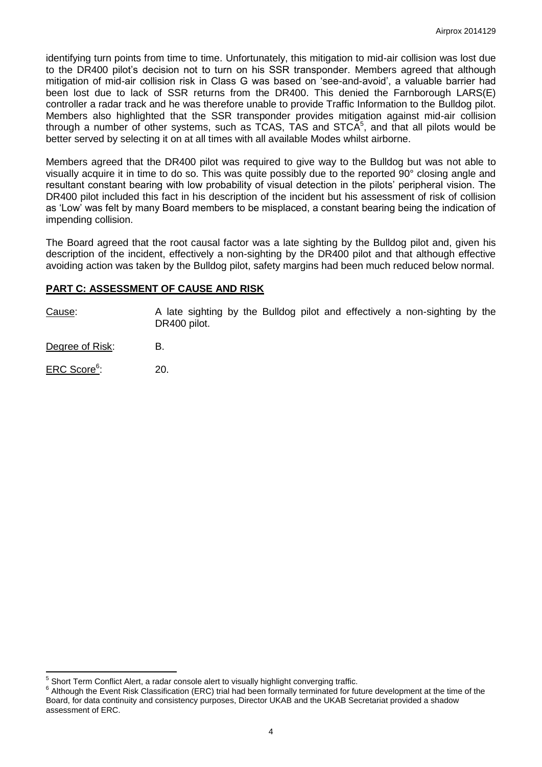identifying turn points from time to time. Unfortunately, this mitigation to mid-air collision was lost due to the DR400 pilot's decision not to turn on his SSR transponder. Members agreed that although mitigation of mid-air collision risk in Class G was based on 'see-and-avoid', a valuable barrier had been lost due to lack of SSR returns from the DR400. This denied the Farnborough LARS(E) controller a radar track and he was therefore unable to provide Traffic Information to the Bulldog pilot. Members also highlighted that the SSR transponder provides mitigation against mid-air collision through a number of other systems, such as TCAS, TAS and STCA[5], and that all pilots would be better served by selecting it on at all times with all available Modes whilst airborne.

Members agreed that the DR400 pilot was required to give way to the Bulldog but was not able to visually acquire it in time to do so. This was quite possibly due to the reported 90° closing angle and resultant constant bearing with low probability of visual detection in the pilots' peripheral vision. The DR400 pilot included this fact in his description of the incident but his assessment of risk of collision as 'Low' was felt by many Board members to be misplaced, a constant bearing being the indication of impending collision.

The Board agreed that the root causal factor was a late sighting by the Bulldog pilot and, given his description of the incident, effectively a non-sighting by the DR400 pilot and that although effective avoiding action was taken by the Bulldog pilot, safety margins had been much reduced below normal.

## PART C: ASSESSMENT OF CAUSE AND RISK

Cause: A late sighting by the Bulldog pilot and effectively a non-sighting by the DR400 pilot.

Degree of Risk: B.

ERC Score[6]: 20.

---

[5] Short Term Conflict Alert, a radar console alert to visually highlight converging traffic.

[6] Although the Event Risk Classification (ERC) trial had been formally terminated for future development at the time of the Board, for data continuity and consistency purposes, Director UKAB and the UKAB Secretariat provided a shadow assessment of ERC.